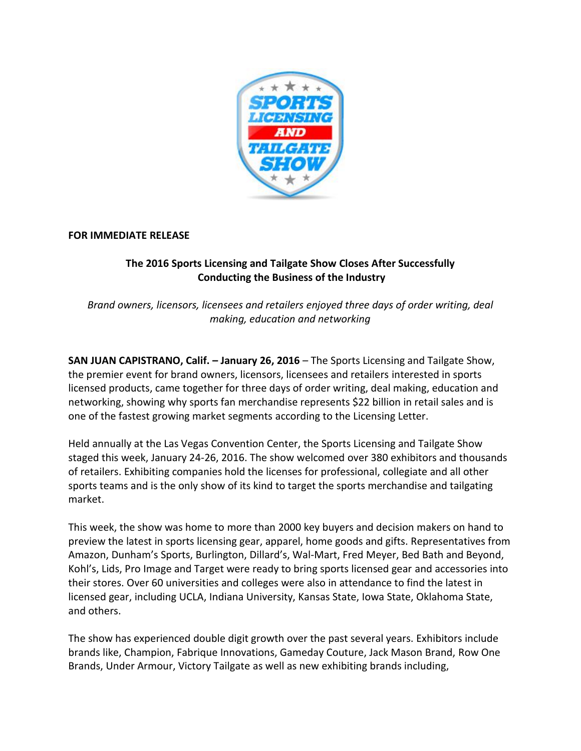**FOR IMMEDIATE RELEASE**

**The 2016 Sports Licensing and Tailgate Show Closes After Successfully Conducting the Business of the Industry**

*Brand owners, licensors, licensees and retailers enjoyed three days of order writing, deal making, education and networking*

**SAN JUAN CAPISTRANO, Calif. – January 26, 2016** – The Sports Licensing and Tailgate Show, the premier event for brand owners, licensors, licensees and retailers interested in sports licensed products, came together for three days of order writing, deal making, education and networking, showing why sports fan merchandise represents $22 billion in retail sales and is one of the fastest growing market segments according to the Licensing Letter.

Held annually at the Las Vegas Convention Center, the Sports Licensing and Tailgate Show staged this week, January 24-26, 2016. The show welcomed over 380 exhibitors and thousands of retailers. Exhibiting companies hold the licenses for professional, collegiate and all other sports teams and is the only show of its kind to target the sports merchandise and tailgating market.

This week, the show was home to more than 2000 key buyers and decision makers on hand to preview the latest in sports licensing gear, apparel, home goods and gifts. Representatives from Amazon, Dunham's Sports, Burlington, Dillard's, Wal-Mart, Fred Meyer, Bed Bath and Beyond, Kohl's, Lids, Pro Image and Target were ready to bring sports licensed gear and accessories into their stores. Over 60 universities and colleges were also in attendance to find the latest in licensed gear, including UCLA, Indiana University, Kansas State, Iowa State, Oklahoma State, and others.

The show has experienced double digit growth over the past several years. Exhibitors include brands like, Champion, Fabrique Innovations, Gameday Couture, Jack Mason Brand, Row One Brands, Under Armour, Victory Tailgate as well as new exhibiting brands including,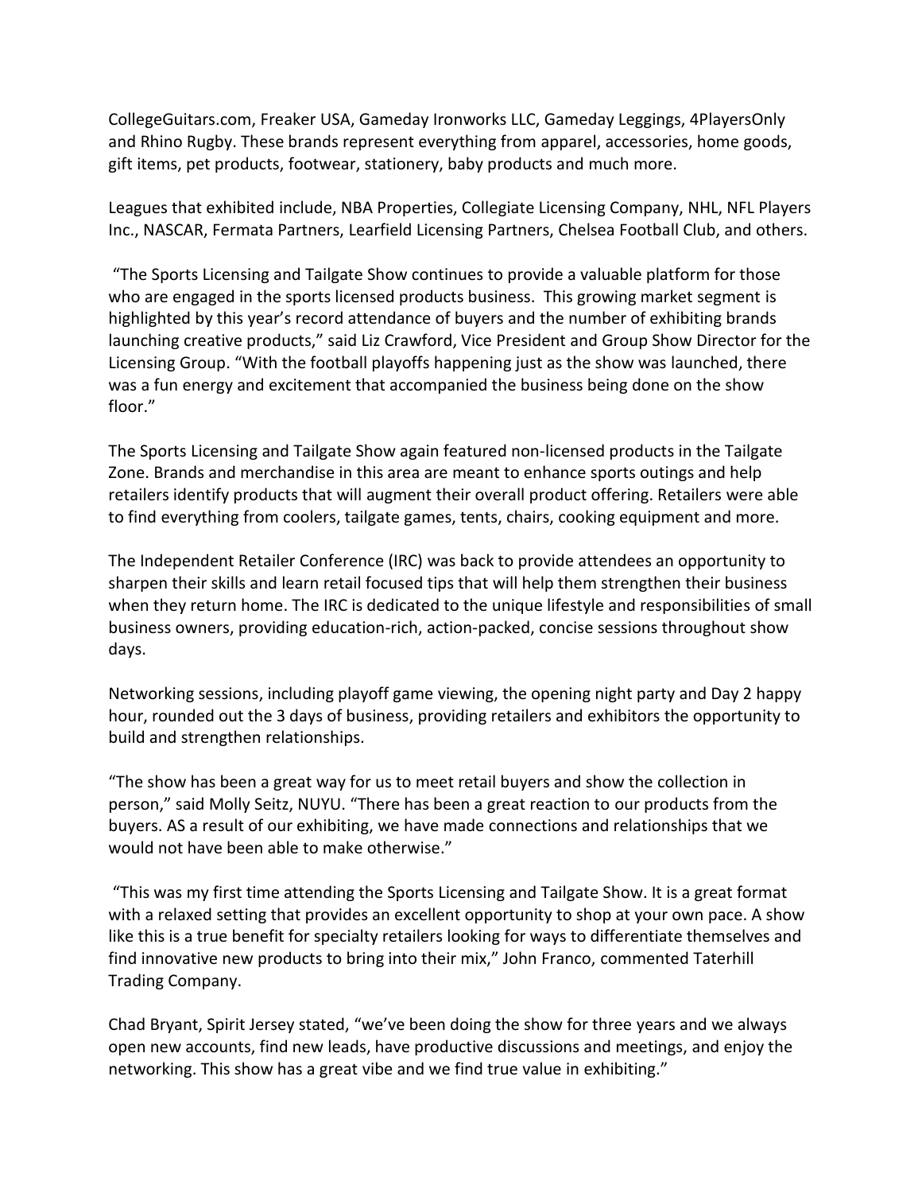CollegeGuitars.com, Freaker USA, Gameday Ironworks LLC, Gameday Leggings, 4PlayersOnly and Rhino Rugby. These brands represent everything from apparel, accessories, home goods, gift items, pet products, footwear, stationery, baby products and much more.

Leagues that exhibited include, NBA Properties, Collegiate Licensing Company, NHL, NFL Players Inc., NASCAR, Fermata Partners, Learfield Licensing Partners, Chelsea Football Club, and others.

"The Sports Licensing and Tailgate Show continues to provide a valuable platform for those who are engaged in the sports licensed products business. This growing market segment is highlighted by this year's record attendance of buyers and the number of exhibiting brands launching creative products," said Liz Crawford, Vice President and Group Show Director for the Licensing Group. "With the football playoffs happening just as the show was launched, there was a fun energy and excitement that accompanied the business being done on the show floor."

The Sports Licensing and Tailgate Show again featured non-licensed products in the Tailgate Zone. Brands and merchandise in this area are meant to enhance sports outings and help retailers identify products that will augment their overall product offering. Retailers were able to find everything from coolers, tailgate games, tents, chairs, cooking equipment and more.

The Independent Retailer Conference (IRC) was back to provide attendees an opportunity to sharpen their skills and learn retail focused tips that will help them strengthen their business when they return home. The IRC is dedicated to the unique lifestyle and responsibilities of small business owners, providing education-rich, action-packed, concise sessions throughout show days.

Networking sessions, including playoff game viewing, the opening night party and Day 2 happy hour, rounded out the 3 days of business, providing retailers and exhibitors the opportunity to build and strengthen relationships.

"The show has been a great way for us to meet retail buyers and show the collection in person," said Molly Seitz, NUYU. "There has been a great reaction to our products from the buyers. AS a result of our exhibiting, we have made connections and relationships that we would not have been able to make otherwise."

"This was my first time attending the Sports Licensing and Tailgate Show. It is a great format with a relaxed setting that provides an excellent opportunity to shop at your own pace. A show like this is a true benefit for specialty retailers looking for ways to differentiate themselves and find innovative new products to bring into their mix," John Franco, commented Taterhill Trading Company.

Chad Bryant, Spirit Jersey stated, "we've been doing the show for three years and we always open new accounts, find new leads, have productive discussions and meetings, and enjoy the networking. This show has a great vibe and we find true value in exhibiting."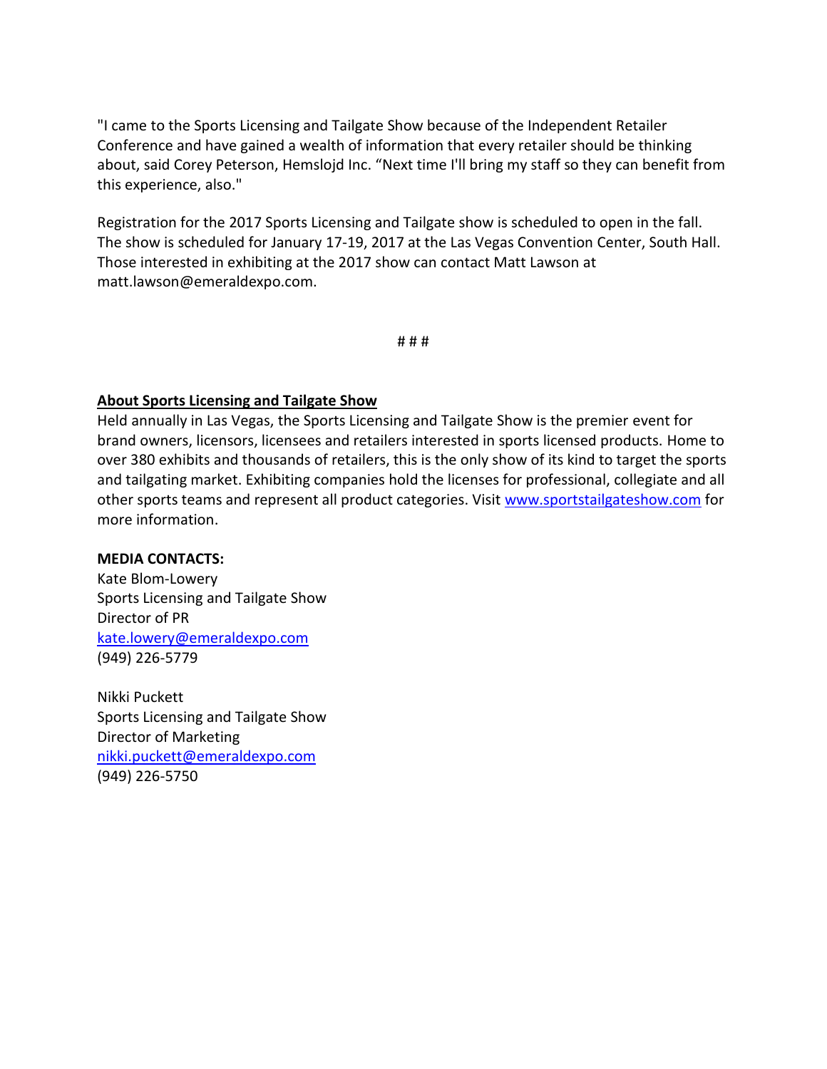"I came to the Sports Licensing and Tailgate Show because of the Independent Retailer Conference and have gained a wealth of information that every retailer should be thinking about, said Corey Peterson, Hemslojd Inc. "Next time I'll bring my staff so they can benefit from this experience, also."

Registration for the 2017 Sports Licensing and Tailgate show is scheduled to open in the fall. The show is scheduled for January 17-19, 2017 at the Las Vegas Convention Center, South Hall. Those interested in exhibiting at the 2017 show can contact Matt Lawson at matt.lawson@emeraldexpo.com.

# # #

**About Sports Licensing and Tailgate Show**

Held annually in Las Vegas, the Sports Licensing and Tailgate Show is the premier event for brand owners, licensors, licensees and retailers interested in sports licensed products. Home to over 380 exhibits and thousands of retailers, this is the only show of its kind to target the sports and tailgating market. Exhibiting companies hold the licenses for professional, collegiate and all other sports teams and represent all product categories. Visit www.sportstailgateshow.com for more information.

**MEDIA CONTACTS:**

Kate Blom-Lowery
Sports Licensing and Tailgate Show
Director of PR
kate.lowery@emeraldexpo.com
(949) 226-5779

Nikki Puckett
Sports Licensing and Tailgate Show
Director of Marketing
nikki.puckett@emeraldexpo.com
(949) 226-5750